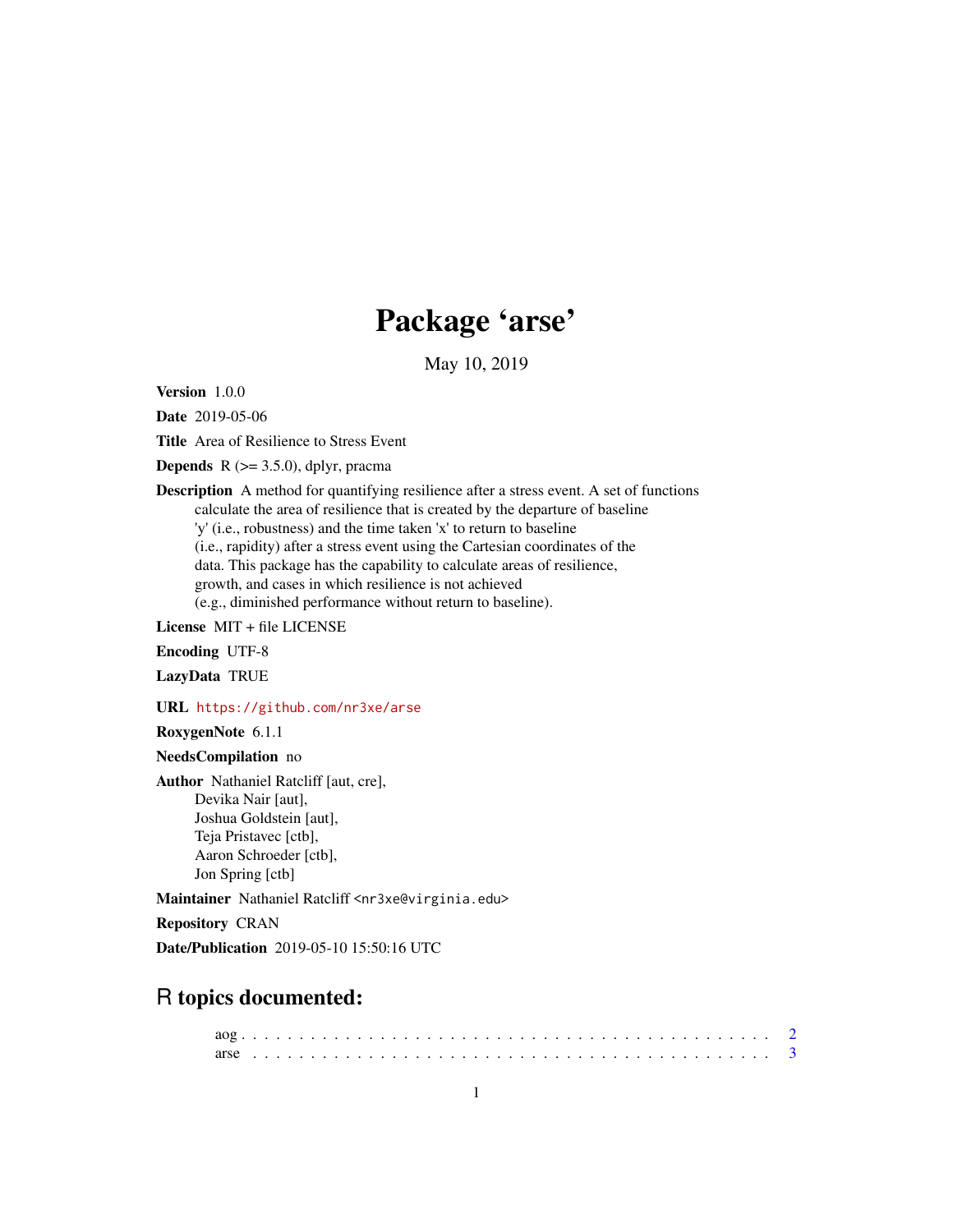# Package 'arse'

May 10, 2019

**Version** 1.0.0

**Date** 2019-05-06

**Title** Area of Resilience to Stress Event

**Depends** R (>= 3.5.0), dplyr, pracma

**Description** A method for quantifying resilience after a stress event. A set of functions calculate the area of resilience that is created by the departure of baseline 'y' (i.e., robustness) and the time taken 'x' to return to baseline (i.e., rapidity) after a stress event using the Cartesian coordinates of the data. This package has the capability to calculate areas of resilience, growth, and cases in which resilience is not achieved (e.g., diminished performance without return to baseline).

**License** MIT + file LICENSE

**Encoding** UTF-8

**LazyData** TRUE

**URL** https://github.com/nr3xe/arse

**RoxygenNote** 6.1.1

**NeedsCompilation** no

**Author** Nathaniel Ratcliff [aut, cre],
Devika Nair [aut],
Joshua Goldstein [aut],
Teja Pristavec [ctb],
Aaron Schroeder [ctb],
Jon Spring [ctb]

**Maintainer** Nathaniel Ratcliff <nr3xe@virginia.edu>

**Repository** CRAN

**Date/Publication** 2019-05-10 15:50:16 UTC

## R topics documented:

aog . . . . . . . . . . . . . . . . . . . . . . . . . . . . . . . . . . . . . . . . . . . 2
arse . . . . . . . . . . . . . . . . . . . . . . . . . . . . . . . . . . . . . . . . . . . 3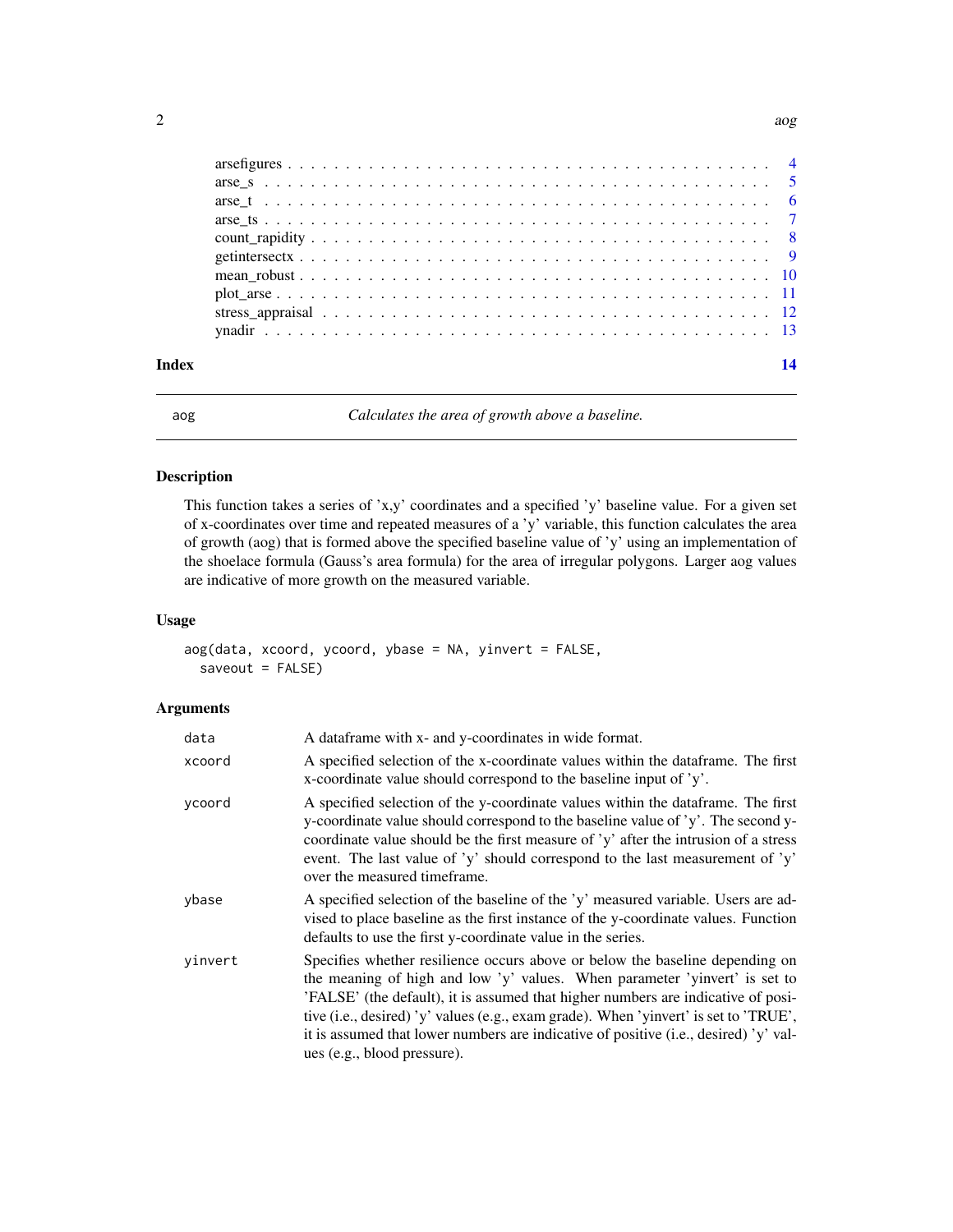| | |
|---|---|
| arsefigures | 4 |
| arse_s | 5 |
| arse_t | 6 |
| arse_ts | 7 |
| count_rapidity | 8 |
| getintersectx | 9 |
| mean_robust | 10 |
| plot_arse | 11 |
| stress_appraisal | 12 |
| ynadir | 13 |

**Index** **14**

---

## aog — *Calculates the area of growth above a baseline.*

### Description

This function takes a series of 'x,y' coordinates and a specified 'y' baseline value. For a given set of x-coordinates over time and repeated measures of a 'y' variable, this function calculates the area of growth (aog) that is formed above the specified baseline value of 'y' using an implementation of the shoelace formula (Gauss's area formula) for the area of irregular polygons. Larger aog values are indicative of more growth on the measured variable.

### Usage

```
aog(data, xcoord, ycoord, ybase = NA, yinvert = FALSE,
  saveout = FALSE)
```

### Arguments

| | |
|---|---|
| data | A dataframe with x- and y-coordinates in wide format. |
| xcoord | A specified selection of the x-coordinate values within the dataframe. The first x-coordinate value should correspond to the baseline input of 'y'. |
| ycoord | A specified selection of the y-coordinate values within the dataframe. The first y-coordinate value should correspond to the baseline value of 'y'. The second y-coordinate value should be the first measure of 'y' after the intrusion of a stress event. The last value of 'y' should correspond to the last measurement of 'y' over the measured timeframe. |
| ybase | A specified selection of the baseline of the 'y' measured variable. Users are advised to place baseline as the first instance of the y-coordinate values. Function defaults to use the first y-coordinate value in the series. |
| yinvert | Specifies whether resilience occurs above or below the baseline depending on the meaning of high and low 'y' values. When parameter 'yinvert' is set to 'FALSE' (the default), it is assumed that higher numbers are indicative of positive (i.e., desired) 'y' values (e.g., exam grade). When 'yinvert' is set to 'TRUE', it is assumed that lower numbers are indicative of positive (i.e., desired) 'y' values (e.g., blood pressure). |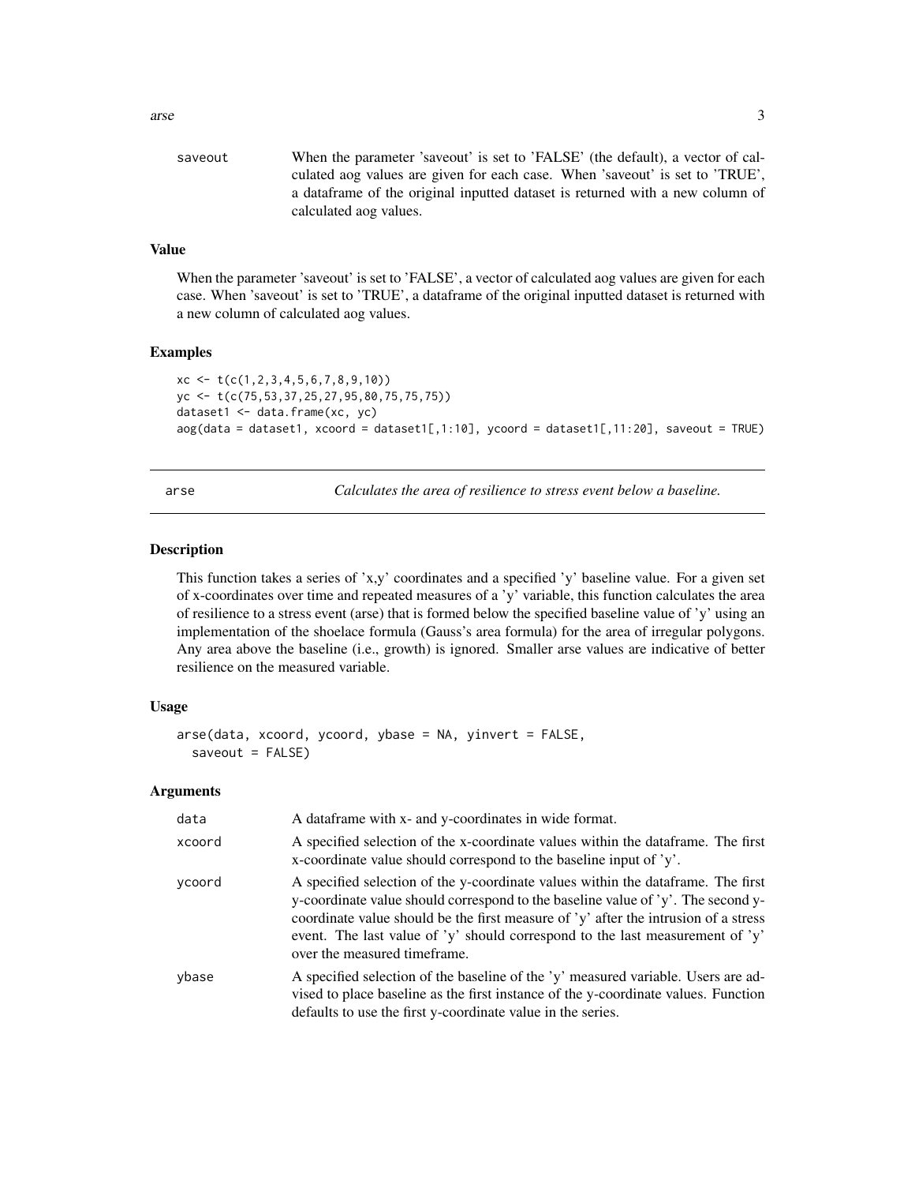| | |
|---|---|
| saveout | When the parameter 'saveout' is set to 'FALSE' (the default), a vector of calculated aog values are given for each case. When 'saveout' is set to 'TRUE', a dataframe of the original inputted dataset is returned with a new column of calculated aog values. |

### Value

When the parameter 'saveout' is set to 'FALSE', a vector of calculated aog values are given for each case. When 'saveout' is set to 'TRUE', a dataframe of the original inputted dataset is returned with a new column of calculated aog values.

### Examples

```
xc <- t(c(1,2,3,4,5,6,7,8,9,10))
yc <- t(c(75,53,37,25,27,95,80,75,75,75))
dataset1 <- data.frame(xc, yc)
aog(data = dataset1, xcoord = dataset1[,1:10], ycoord = dataset1[,11:20], saveout = TRUE)
```

---

## arse — *Calculates the area of resilience to stress event below a baseline.*

### Description

This function takes a series of 'x,y' coordinates and a specified 'y' baseline value. For a given set of x-coordinates over time and repeated measures of a 'y' variable, this function calculates the area of resilience to a stress event (arse) that is formed below the specified baseline value of 'y' using an implementation of the shoelace formula (Gauss's area formula) for the area of irregular polygons. Any area above the baseline (i.e., growth) is ignored. Smaller arse values are indicative of better resilience on the measured variable.

### Usage

```
arse(data, xcoord, ycoord, ybase = NA, yinvert = FALSE,
  saveout = FALSE)
```

### Arguments

| | |
|---|---|
| data | A dataframe with x- and y-coordinates in wide format. |
| xcoord | A specified selection of the x-coordinate values within the dataframe. The first x-coordinate value should correspond to the baseline input of 'y'. |
| ycoord | A specified selection of the y-coordinate values within the dataframe. The first y-coordinate value should correspond to the baseline value of 'y'. The second y-coordinate value should be the first measure of 'y' after the intrusion of a stress event. The last value of 'y' should correspond to the last measurement of 'y' over the measured timeframe. |
| ybase | A specified selection of the baseline of the 'y' measured variable. Users are advised to place baseline as the first instance of the y-coordinate values. Function defaults to use the first y-coordinate value in the series. |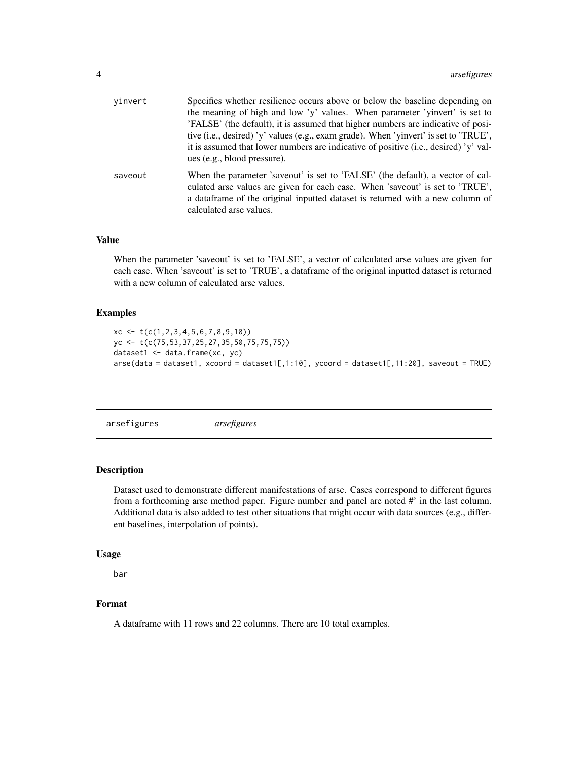| | |
|---|---|
| yinvert | Specifies whether resilience occurs above or below the baseline depending on the meaning of high and low 'y' values. When parameter 'yinvert' is set to 'FALSE' (the default), it is assumed that higher numbers are indicative of positive (i.e., desired) 'y' values (e.g., exam grade). When 'yinvert' is set to 'TRUE', it is assumed that lower numbers are indicative of positive (i.e., desired) 'y' values (e.g., blood pressure). |
| saveout | When the parameter 'saveout' is set to 'FALSE' (the default), a vector of calculated arse values are given for each case. When 'saveout' is set to 'TRUE', a dataframe of the original inputted dataset is returned with a new column of calculated arse values. |

### Value

When the parameter 'saveout' is set to 'FALSE', a vector of calculated arse values are given for each case. When 'saveout' is set to 'TRUE', a dataframe of the original inputted dataset is returned with a new column of calculated arse values.

### Examples

```
xc <- t(c(1,2,3,4,5,6,7,8,9,10))
yc <- t(c(75,53,37,25,27,35,50,75,75,75))
dataset1 <- data.frame(xc, yc)
arse(data = dataset1, xcoord = dataset1[,1:10], ycoord = dataset1[,11:20], saveout = TRUE)
```

## arsefigures *arsefigures*

### Description

Dataset used to demonstrate different manifestations of arse. Cases correspond to different figures from a forthcoming arse method paper. Figure number and panel are noted #' in the last column. Additional data is also added to test other situations that might occur with data sources (e.g., different baselines, interpolation of points).

### Usage

```
bar
```

### Format

A dataframe with 11 rows and 22 columns. There are 10 total examples.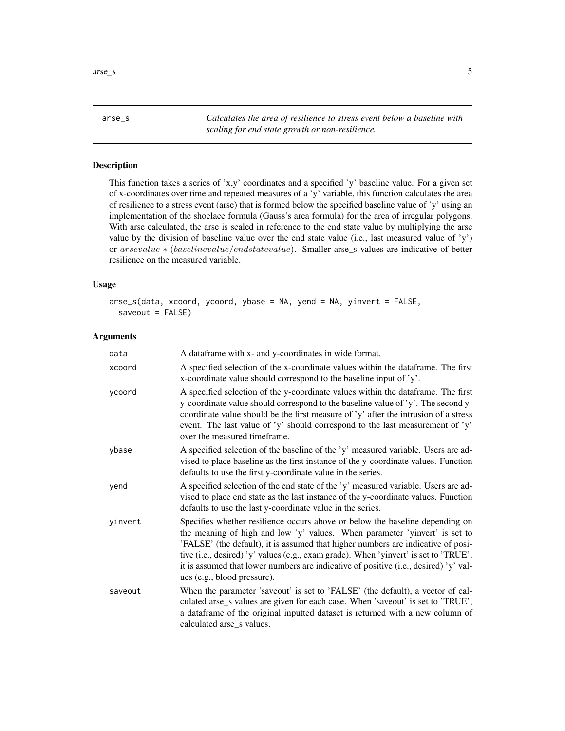# arse_s

*Calculates the area of resilience to stress event below a baseline with scaling for end state growth or non-resilience.*

## Description

This function takes a series of 'x,y' coordinates and a specified 'y' baseline value. For a given set of x-coordinates over time and repeated measures of a 'y' variable, this function calculates the area of resilience to a stress event (arse) that is formed below the specified baseline value of 'y' using an implementation of the shoelace formula (Gauss's area formula) for the area of irregular polygons. With arse calculated, the arse is scaled in reference to the end state value by multiplying the arse value by the division of baseline value over the end state value (i.e., last measured value of 'y') or $arsevalue * (baselinevalue/endstatevalue)$. Smaller arse_s values are indicative of better resilience on the measured variable.

## Usage

```
arse_s(data, xcoord, ycoord, ybase = NA, yend = NA, yinvert = FALSE,
  saveout = FALSE)
```

## Arguments

| | |
|---|---|
| data | A dataframe with x- and y-coordinates in wide format. |
| xcoord | A specified selection of the x-coordinate values within the dataframe. The first x-coordinate value should correspond to the baseline input of 'y'. |
| ycoord | A specified selection of the y-coordinate values within the dataframe. The first y-coordinate value should correspond to the baseline value of 'y'. The second y-coordinate value should be the first measure of 'y' after the intrusion of a stress event. The last value of 'y' should correspond to the last measurement of 'y' over the measured timeframe. |
| ybase | A specified selection of the baseline of the 'y' measured variable. Users are advised to place baseline as the first instance of the y-coordinate values. Function defaults to use the first y-coordinate value in the series. |
| yend | A specified selection of the end state of the 'y' measured variable. Users are advised to place end state as the last instance of the y-coordinate values. Function defaults to use the last y-coordinate value in the series. |
| yinvert | Specifies whether resilience occurs above or below the baseline depending on the meaning of high and low 'y' values. When parameter 'yinvert' is set to 'FALSE' (the default), it is assumed that higher numbers are indicative of positive (i.e., desired) 'y' values (e.g., exam grade). When 'yinvert' is set to 'TRUE', it is assumed that lower numbers are indicative of positive (i.e., desired) 'y' values (e.g., blood pressure). |
| saveout | When the parameter 'saveout' is set to 'FALSE' (the default), a vector of calculated arse_s values are given for each case. When 'saveout' is set to 'TRUE', a dataframe of the original inputted dataset is returned with a new column of calculated arse_s values. |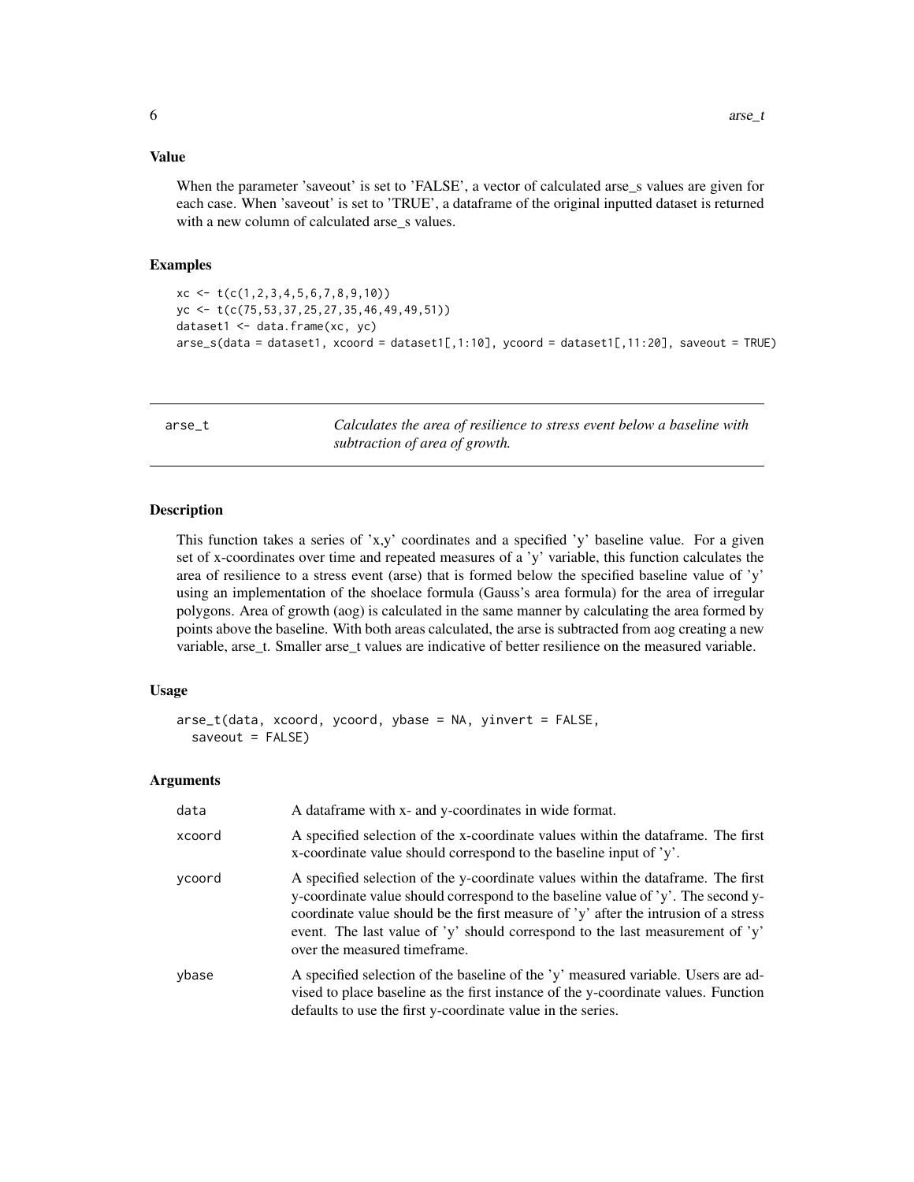### Value

When the parameter 'saveout' is set to 'FALSE', a vector of calculated arse_s values are given for each case. When 'saveout' is set to 'TRUE', a dataframe of the original inputted dataset is returned with a new column of calculated arse_s values.

### Examples

```
xc <- t(c(1,2,3,4,5,6,7,8,9,10))
yc <- t(c(75,53,37,25,27,35,46,49,49,51))
dataset1 <- data.frame(xc, yc)
arse_s(data = dataset1, xcoord = dataset1[,1:10], ycoord = dataset1[,11:20], saveout = TRUE)
```

---

## arse_t — *Calculates the area of resilience to stress event below a baseline with subtraction of area of growth.*

---

### Description

This function takes a series of 'x,y' coordinates and a specified 'y' baseline value. For a given set of x-coordinates over time and repeated measures of a 'y' variable, this function calculates the area of resilience to a stress event (arse) that is formed below the specified baseline value of 'y' using an implementation of the shoelace formula (Gauss's area formula) for the area of irregular polygons. Area of growth (aog) is calculated in the same manner by calculating the area formed by points above the baseline. With both areas calculated, the arse is subtracted from aog creating a new variable, arse_t. Smaller arse_t values are indicative of better resilience on the measured variable.

### Usage

```
arse_t(data, xcoord, ycoord, ybase = NA, yinvert = FALSE,
  saveout = FALSE)
```

### Arguments

| | |
|---|---|
| data | A dataframe with x- and y-coordinates in wide format. |
| xcoord | A specified selection of the x-coordinate values within the dataframe. The first x-coordinate value should correspond to the baseline input of 'y'. |
| ycoord | A specified selection of the y-coordinate values within the dataframe. The first y-coordinate value should correspond to the baseline value of 'y'. The second y-coordinate value should be the first measure of 'y' after the intrusion of a stress event. The last value of 'y' should correspond to the last measurement of 'y' over the measured timeframe. |
| ybase | A specified selection of the baseline of the 'y' measured variable. Users are advised to place baseline as the first instance of the y-coordinate values. Function defaults to use the first y-coordinate value in the series. |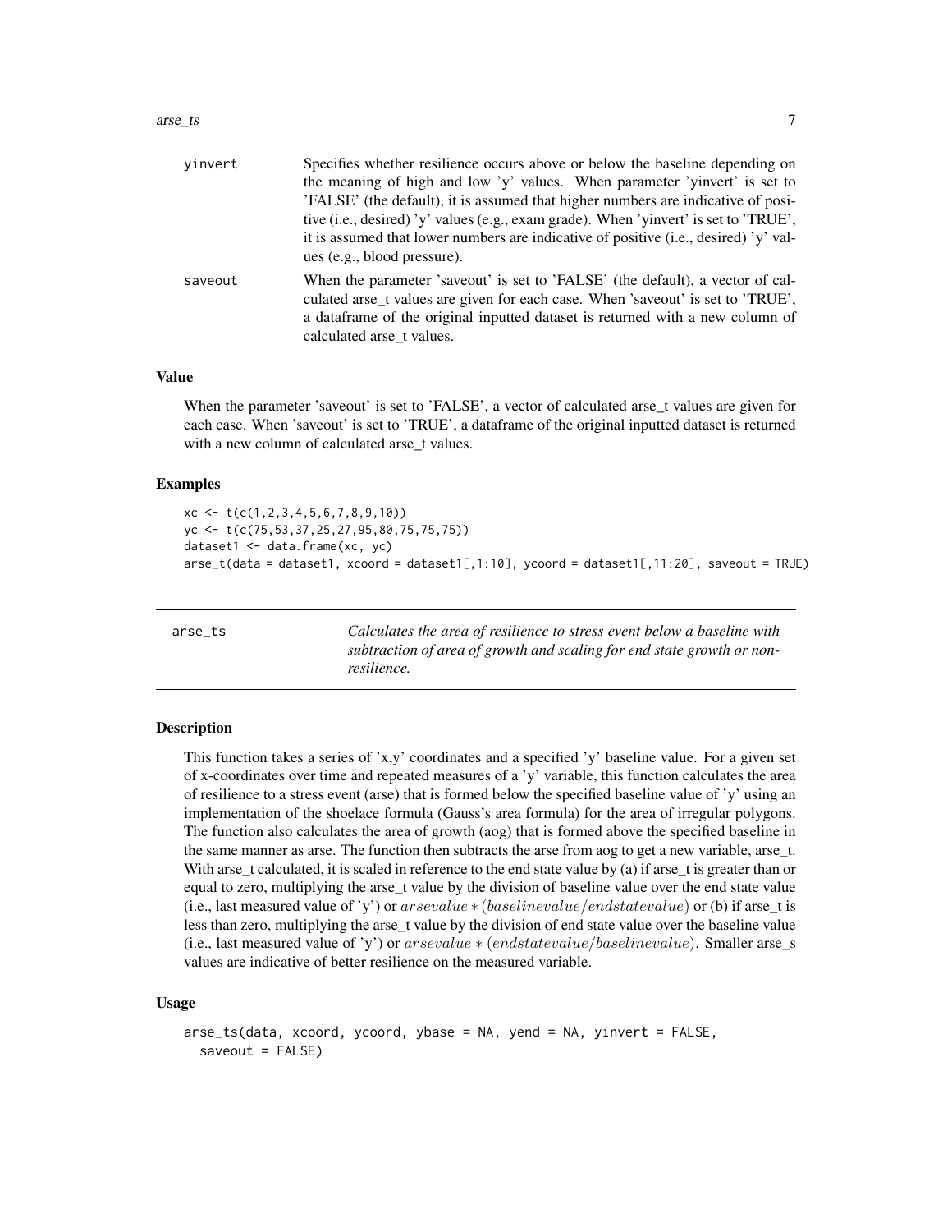| | |
|---|---|
| yinvert | Specifies whether resilience occurs above or below the baseline depending on the meaning of high and low 'y' values. When parameter 'yinvert' is set to 'FALSE' (the default), it is assumed that higher numbers are indicative of positive (i.e., desired) 'y' values (e.g., exam grade). When 'yinvert' is set to 'TRUE', it is assumed that lower numbers are indicative of positive (i.e., desired) 'y' values (e.g., blood pressure). |
| saveout | When the parameter 'saveout' is set to 'FALSE' (the default), a vector of calculated arse_t values are given for each case. When 'saveout' is set to 'TRUE', a dataframe of the original inputted dataset is returned with a new column of calculated arse_t values. |

### Value

When the parameter 'saveout' is set to 'FALSE', a vector of calculated arse_t values are given for each case. When 'saveout' is set to 'TRUE', a dataframe of the original inputted dataset is returned with a new column of calculated arse_t values.

### Examples

```
xc <- t(c(1,2,3,4,5,6,7,8,9,10))
yc <- t(c(75,53,37,25,27,95,80,75,75,75))
dataset1 <- data.frame(xc, yc)
arse_t(data = dataset1, xcoord = dataset1[,1:10], ycoord = dataset1[,11:20], saveout = TRUE)
```

---

## arse_ts

*Calculates the area of resilience to stress event below a baseline with subtraction of area of growth and scaling for end state growth or non-resilience.*

### Description

This function takes a series of 'x,y' coordinates and a specified 'y' baseline value. For a given set of x-coordinates over time and repeated measures of a 'y' variable, this function calculates the area of resilience to a stress event (arse) that is formed below the specified baseline value of 'y' using an implementation of the shoelace formula (Gauss's area formula) for the area of irregular polygons. The function also calculates the area of growth (aog) that is formed above the specified baseline in the same manner as arse. The function then subtracts the arse from aog to get a new variable, arse_t. With arse_t calculated, it is scaled in reference to the end state value by (a) if arse_t is greater than or equal to zero, multiplying the arse_t value by the division of baseline value over the end state value (i.e., last measured value of 'y') or $arsevalue * (baselinevalue/endstatevalue)$ or (b) if arse_t is less than zero, multiplying the arse_t value by the division of end state value over the baseline value (i.e., last measured value of 'y') or $arsevalue * (endstatevalue/baselinevalue)$. Smaller arse_s values are indicative of better resilience on the measured variable.

### Usage

```
arse_ts(data, xcoord, ycoord, ybase = NA, yend = NA, yinvert = FALSE,
  saveout = FALSE)
```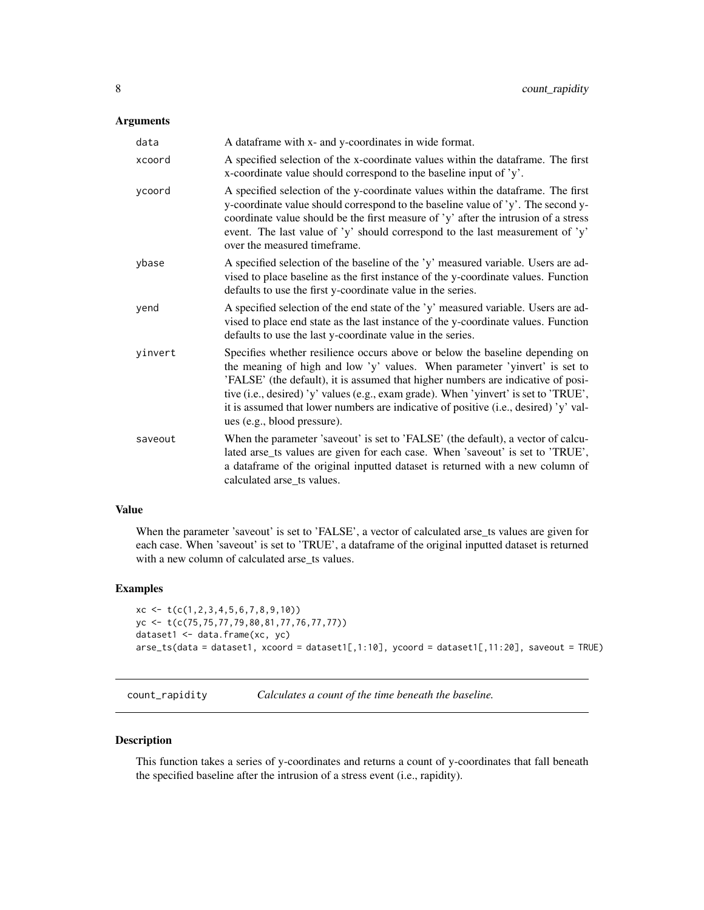### Arguments

| | |
|---|---|
| data | A dataframe with x- and y-coordinates in wide format. |
| xcoord | A specified selection of the x-coordinate values within the dataframe. The first x-coordinate value should correspond to the baseline input of 'y'. |
| ycoord | A specified selection of the y-coordinate values within the dataframe. The first y-coordinate value should correspond to the baseline value of 'y'. The second y-coordinate value should be the first measure of 'y' after the intrusion of a stress event. The last value of 'y' should correspond to the last measurement of 'y' over the measured timeframe. |
| ybase | A specified selection of the baseline of the 'y' measured variable. Users are advised to place baseline as the first instance of the y-coordinate values. Function defaults to use the first y-coordinate value in the series. |
| yend | A specified selection of the end state of the 'y' measured variable. Users are advised to place end state as the last instance of the y-coordinate values. Function defaults to use the last y-coordinate value in the series. |
| yinvert | Specifies whether resilience occurs above or below the baseline depending on the meaning of high and low 'y' values. When parameter 'yinvert' is set to 'FALSE' (the default), it is assumed that higher numbers are indicative of positive (i.e., desired) 'y' values (e.g., exam grade). When 'yinvert' is set to 'TRUE', it is assumed that lower numbers are indicative of positive (i.e., desired) 'y' values (e.g., blood pressure). |
| saveout | When the parameter 'saveout' is set to 'FALSE' (the default), a vector of calculated arse_ts values are given for each case. When 'saveout' is set to 'TRUE', a dataframe of the original inputted dataset is returned with a new column of calculated arse_ts values. |

### Value

When the parameter 'saveout' is set to 'FALSE', a vector of calculated arse_ts values are given for each case. When 'saveout' is set to 'TRUE', a dataframe of the original inputted dataset is returned with a new column of calculated arse_ts values.

### Examples

```
xc <- t(c(1,2,3,4,5,6,7,8,9,10))
yc <- t(c(75,75,77,79,80,81,77,76,77,77))
dataset1 <- data.frame(xc, yc)
arse_ts(data = dataset1, xcoord = dataset1[,1:10], ycoord = dataset1[,11:20], saveout = TRUE)
```

---

## count_rapidity    *Calculates a count of the time beneath the baseline.*

### Description

This function takes a series of y-coordinates and returns a count of y-coordinates that fall beneath the specified baseline after the intrusion of a stress event (i.e., rapidity).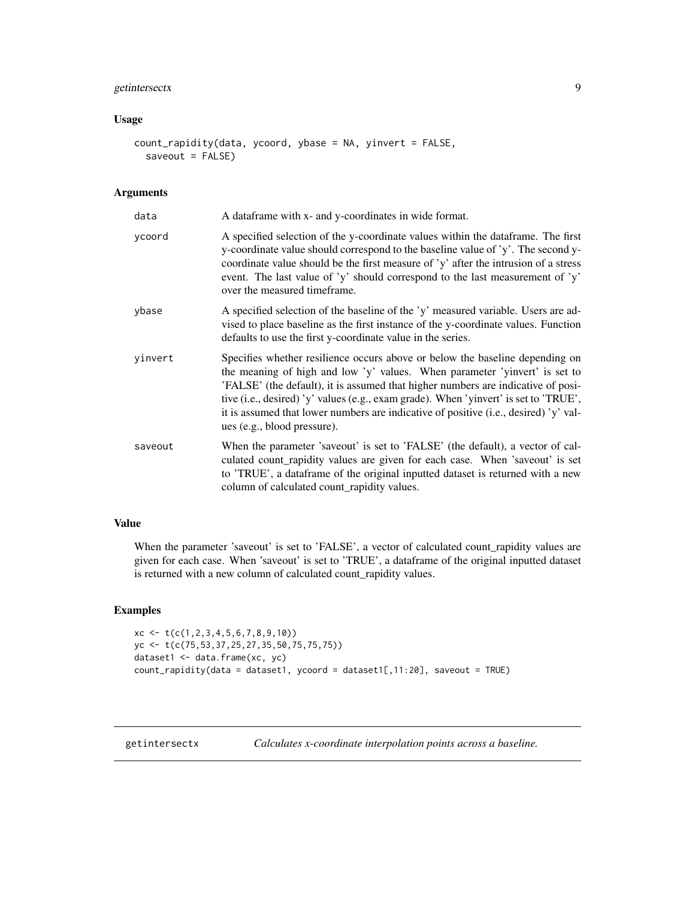### Usage

```
count_rapidity(data, ycoord, ybase = NA, yinvert = FALSE,
  saveout = FALSE)
```

### Arguments

| | |
|---|---|
| data | A dataframe with x- and y-coordinates in wide format. |
| ycoord | A specified selection of the y-coordinate values within the dataframe. The first y-coordinate value should correspond to the baseline value of 'y'. The second y-coordinate value should be the first measure of 'y' after the intrusion of a stress event. The last value of 'y' should correspond to the last measurement of 'y' over the measured timeframe. |
| ybase | A specified selection of the baseline of the 'y' measured variable. Users are advised to place baseline as the first instance of the y-coordinate values. Function defaults to use the first y-coordinate value in the series. |
| yinvert | Specifies whether resilience occurs above or below the baseline depending on the meaning of high and low 'y' values. When parameter 'yinvert' is set to 'FALSE' (the default), it is assumed that higher numbers are indicative of positive (i.e., desired) 'y' values (e.g., exam grade). When 'yinvert' is set to 'TRUE', it is assumed that lower numbers are indicative of positive (i.e., desired) 'y' values (e.g., blood pressure). |
| saveout | When the parameter 'saveout' is set to 'FALSE' (the default), a vector of calculated count_rapidity values are given for each case. When 'saveout' is set to 'TRUE', a dataframe of the original inputted dataset is returned with a new column of calculated count_rapidity values. |

### Value

When the parameter 'saveout' is set to 'FALSE', a vector of calculated count_rapidity values are given for each case. When 'saveout' is set to 'TRUE', a dataframe of the original inputted dataset is returned with a new column of calculated count_rapidity values.

### Examples

```
xc <- t(c(1,2,3,4,5,6,7,8,9,10))
yc <- t(c(75,53,37,25,27,35,50,75,75,75))
dataset1 <- data.frame(xc, yc)
count_rapidity(data = dataset1, ycoord = dataset1[,11:20], saveout = TRUE)
```

---

## getintersectx — *Calculates x-coordinate interpolation points across a baseline.*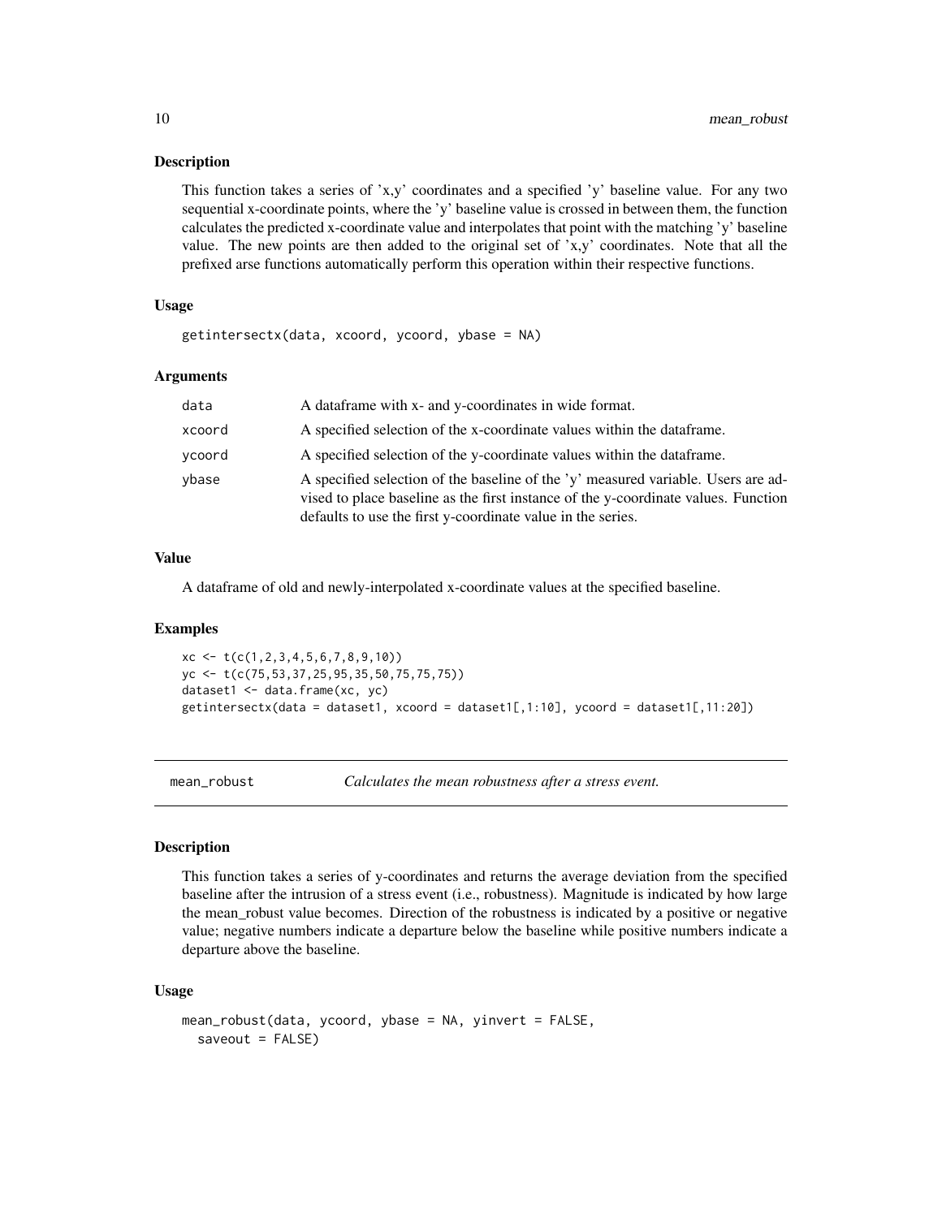### Description

This function takes a series of 'x,y' coordinates and a specified 'y' baseline value. For any two sequential x-coordinate points, where the 'y' baseline value is crossed in between them, the function calculates the predicted x-coordinate value and interpolates that point with the matching 'y' baseline value. The new points are then added to the original set of 'x,y' coordinates. Note that all the prefixed arse functions automatically perform this operation within their respective functions.

### Usage

```
getintersectx(data, xcoord, ycoord, ybase = NA)
```

### Arguments

| | |
|---|---|
| data | A dataframe with x- and y-coordinates in wide format. |
| xcoord | A specified selection of the x-coordinate values within the dataframe. |
| ycoord | A specified selection of the y-coordinate values within the dataframe. |
| ybase | A specified selection of the baseline of the 'y' measured variable. Users are advised to place baseline as the first instance of the y-coordinate values. Function defaults to use the first y-coordinate value in the series. |

### Value

A dataframe of old and newly-interpolated x-coordinate values at the specified baseline.

### Examples

```
xc <- t(c(1,2,3,4,5,6,7,8,9,10))
yc <- t(c(75,53,37,25,95,35,50,75,75,75))
dataset1 <- data.frame(xc, yc)
getintersectx(data = dataset1, xcoord = dataset1[,1:10], ycoord = dataset1[,11:20])
```

---

## mean_robust — *Calculates the mean robustness after a stress event.*

### Description

This function takes a series of y-coordinates and returns the average deviation from the specified baseline after the intrusion of a stress event (i.e., robustness). Magnitude is indicated by how large the mean_robust value becomes. Direction of the robustness is indicated by a positive or negative value; negative numbers indicate a departure below the baseline while positive numbers indicate a departure above the baseline.

### Usage

```
mean_robust(data, ycoord, ybase = NA, yinvert = FALSE,
  saveout = FALSE)
```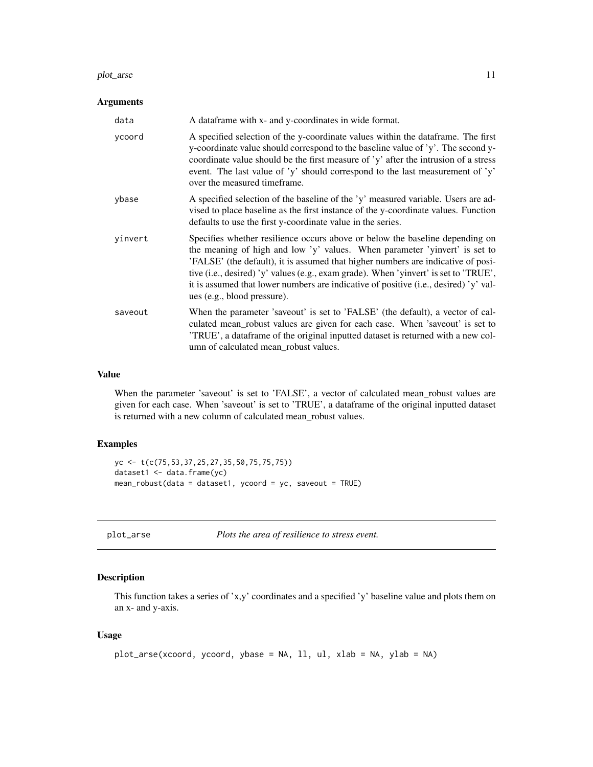### Arguments

| | |
|---|---|
| data | A dataframe with x- and y-coordinates in wide format. |
| ycoord | A specified selection of the y-coordinate values within the dataframe. The first y-coordinate value should correspond to the baseline value of 'y'. The second y-coordinate value should be the first measure of 'y' after the intrusion of a stress event. The last value of 'y' should correspond to the last measurement of 'y' over the measured timeframe. |
| ybase | A specified selection of the baseline of the 'y' measured variable. Users are advised to place baseline as the first instance of the y-coordinate values. Function defaults to use the first y-coordinate value in the series. |
| yinvert | Specifies whether resilience occurs above or below the baseline depending on the meaning of high and low 'y' values. When parameter 'yinvert' is set to 'FALSE' (the default), it is assumed that higher numbers are indicative of positive (i.e., desired) 'y' values (e.g., exam grade). When 'yinvert' is set to 'TRUE', it is assumed that lower numbers are indicative of positive (i.e., desired) 'y' values (e.g., blood pressure). |
| saveout | When the parameter 'saveout' is set to 'FALSE' (the default), a vector of calculated mean_robust values are given for each case. When 'saveout' is set to 'TRUE', a dataframe of the original inputted dataset is returned with a new column of calculated mean_robust values. |

### Value

When the parameter 'saveout' is set to 'FALSE', a vector of calculated mean_robust values are given for each case. When 'saveout' is set to 'TRUE', a dataframe of the original inputted dataset is returned with a new column of calculated mean_robust values.

### Examples

```
yc <- t(c(75,53,37,25,27,35,50,75,75,75))
dataset1 <- data.frame(yc)
mean_robust(data = dataset1, ycoord = yc, saveout = TRUE)
```

---

## plot_arse — *Plots the area of resilience to stress event.*

### Description

This function takes a series of 'x,y' coordinates and a specified 'y' baseline value and plots them on an x- and y-axis.

### Usage

```
plot_arse(xcoord, ycoord, ybase = NA, ll, ul, xlab = NA, ylab = NA)
```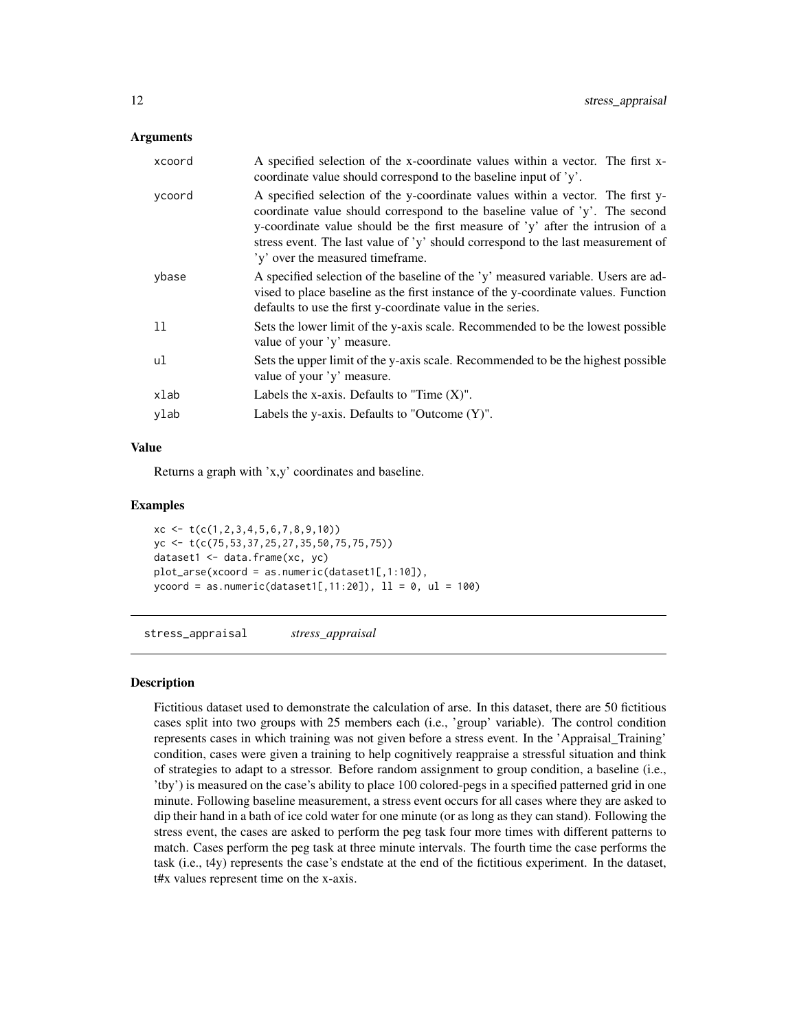### Arguments

| | |
|---|---|
| xcoord | A specified selection of the x-coordinate values within a vector. The first x-coordinate value should correspond to the baseline input of 'y'. |
| ycoord | A specified selection of the y-coordinate values within a vector. The first y-coordinate value should correspond to the baseline value of 'y'. The second y-coordinate value should be the first measure of 'y' after the intrusion of a stress event. The last value of 'y' should correspond to the last measurement of 'y' over the measured timeframe. |
| ybase | A specified selection of the baseline of the 'y' measured variable. Users are advised to place baseline as the first instance of the y-coordinate values. Function defaults to use the first y-coordinate value in the series. |
| ll | Sets the lower limit of the y-axis scale. Recommended to be the lowest possible value of your 'y' measure. |
| ul | Sets the upper limit of the y-axis scale. Recommended to be the highest possible value of your 'y' measure. |
| xlab | Labels the x-axis. Defaults to "Time (X)". |
| ylab | Labels the y-axis. Defaults to "Outcome (Y)". |

### Value

Returns a graph with 'x,y' coordinates and baseline.

### Examples

```
xc <- t(c(1,2,3,4,5,6,7,8,9,10))
yc <- t(c(75,53,37,25,27,35,50,75,75,75))
dataset1 <- data.frame(xc, yc)
plot_arse(xcoord = as.numeric(dataset1[,1:10]),
ycoord = as.numeric(dataset1[,11:20]), ll = 0, ul = 100)
```

---

## stress_appraisal *stress_appraisal*

---

### Description

Fictitious dataset used to demonstrate the calculation of arse. In this dataset, there are 50 fictitious cases split into two groups with 25 members each (i.e., 'group' variable). The control condition represents cases in which training was not given before a stress event. In the 'Appraisal_Training' condition, cases were given a training to help cognitively reappraise a stressful situation and think of strategies to adapt to a stressor. Before random assignment to group condition, a baseline (i.e., 'tby') is measured on the case's ability to place 100 colored-pegs in a specified patterned grid in one minute. Following baseline measurement, a stress event occurs for all cases where they are asked to dip their hand in a bath of ice cold water for one minute (or as long as they can stand). Following the stress event, the cases are asked to perform the peg task four more times with different patterns to match. Cases perform the peg task at three minute intervals. The fourth time the case performs the task (i.e., t4y) represents the case's endstate at the end of the fictitious experiment. In the dataset, t#x values represent time on the x-axis.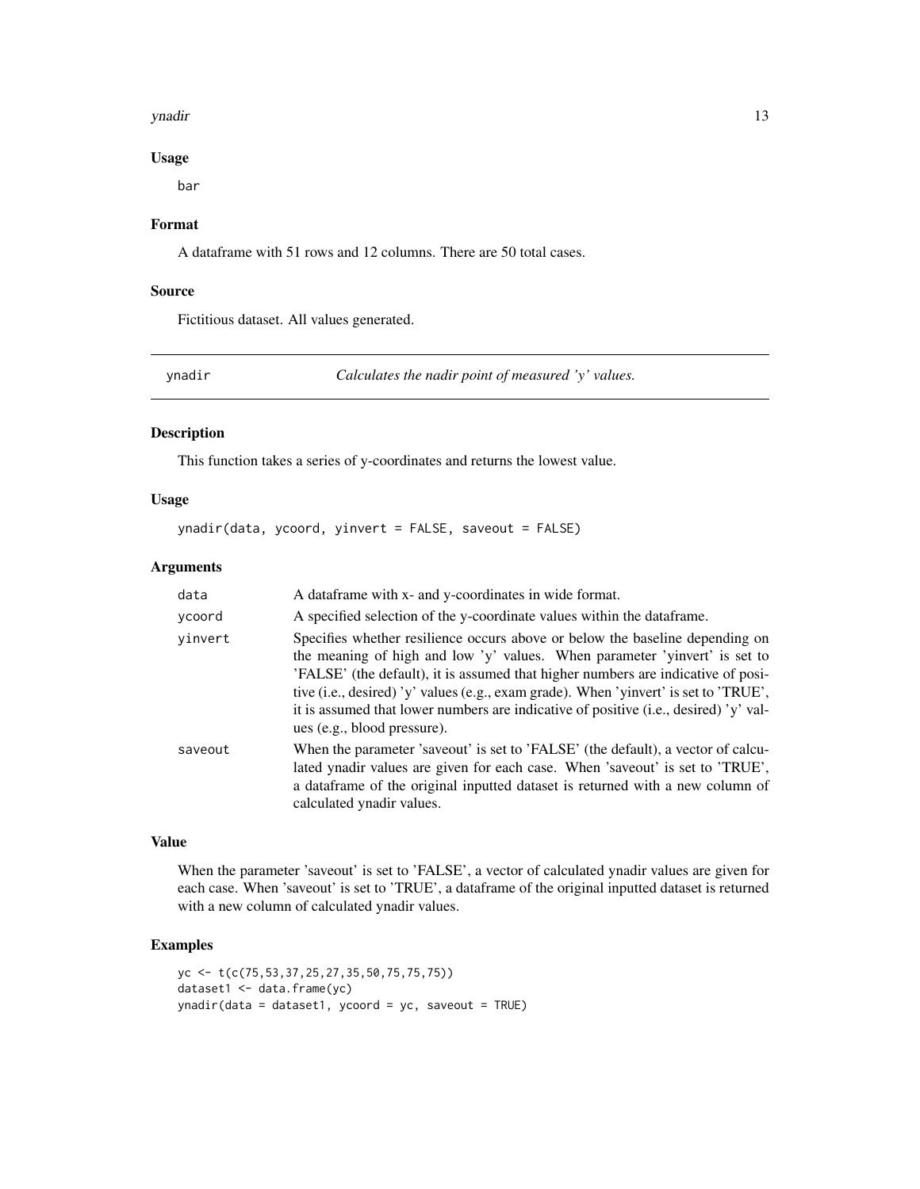### Usage

```
bar
```

### Format

A dataframe with 51 rows and 12 columns. There are 50 total cases.

### Source

Fictitious dataset. All values generated.

---

## ynadir — *Calculates the nadir point of measured 'y' values.*

---

### Description

This function takes a series of y-coordinates and returns the lowest value.

### Usage

```
ynadir(data, ycoord, yinvert = FALSE, saveout = FALSE)
```

### Arguments

| | |
|---|---|
| `data` | A dataframe with x- and y-coordinates in wide format. |
| `ycoord` | A specified selection of the y-coordinate values within the dataframe. |
| `yinvert` | Specifies whether resilience occurs above or below the baseline depending on the meaning of high and low 'y' values. When parameter 'yinvert' is set to 'FALSE' (the default), it is assumed that higher numbers are indicative of positive (i.e., desired) 'y' values (e.g., exam grade). When 'yinvert' is set to 'TRUE', it is assumed that lower numbers are indicative of positive (i.e., desired) 'y' values (e.g., blood pressure). |
| `saveout` | When the parameter 'saveout' is set to 'FALSE' (the default), a vector of calculated ynadir values are given for each case. When 'saveout' is set to 'TRUE', a dataframe of the original inputted dataset is returned with a new column of calculated ynadir values. |

### Value

When the parameter 'saveout' is set to 'FALSE', a vector of calculated ynadir values are given for each case. When 'saveout' is set to 'TRUE', a dataframe of the original inputted dataset is returned with a new column of calculated ynadir values.

### Examples

```
yc <- t(c(75,53,37,25,27,35,50,75,75,75))
dataset1 <- data.frame(yc)
ynadir(data = dataset1, ycoord = yc, saveout = TRUE)
```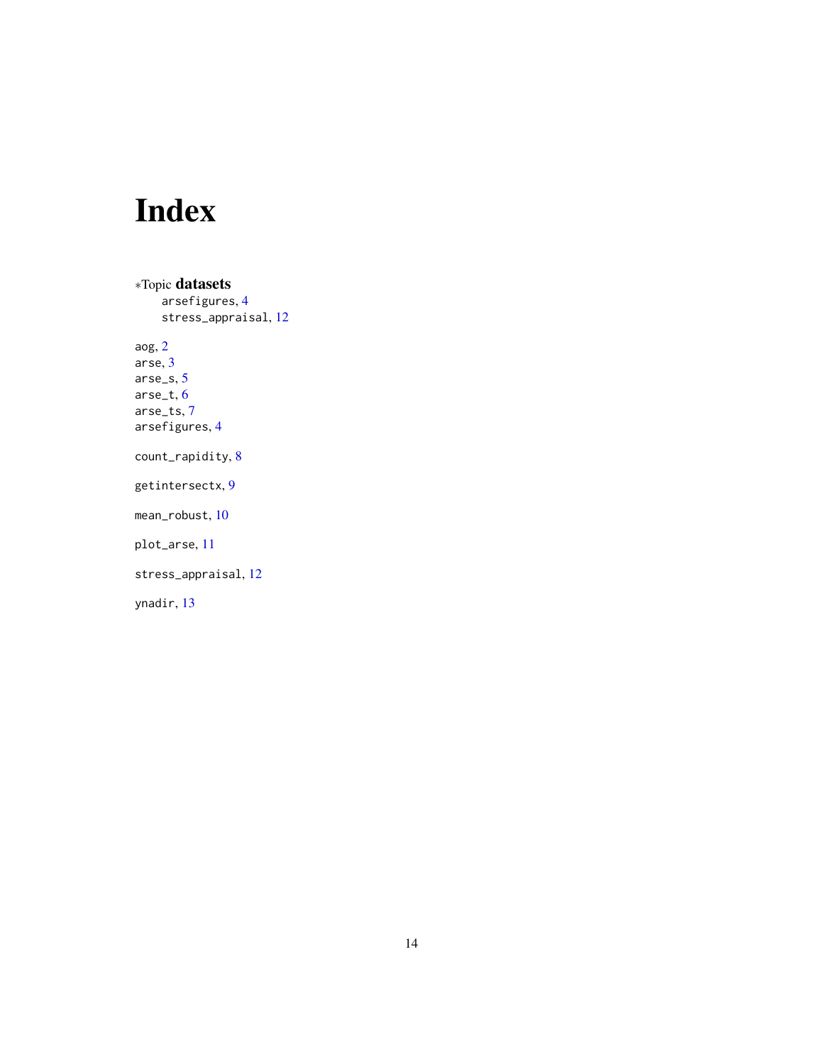# Index

*Topic **datasets**
    arsefigures, 4
    stress_appraisal, 12

aog, 2
arse, 3
arse_s, 5
arse_t, 6
arse_ts, 7
arsefigures, 4

count_rapidity, 8

getintersectx, 9

mean_robust, 10

plot_arse, 11

stress_appraisal, 12

ynadir, 13